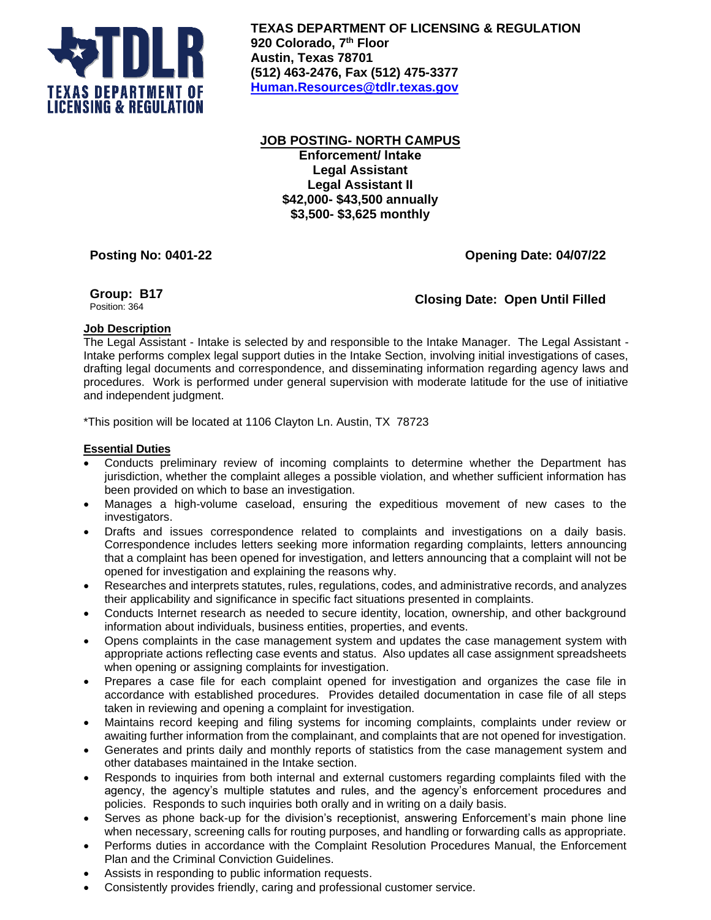**TEXAS DEPARTMENT OF LICENSING & REGULATION**
**920 Colorado, 7th Floor**
**Austin, Texas 78701**
**(512) 463-2476, Fax (512) 475-3377**
**Human.Resources@tdlr.texas.gov**

## JOB POSTING- NORTH CAMPUS

**Enforcement/ Intake**
**Legal Assistant**
**Legal Assistant II**
**$42,000- $43,500 annually**
**$3,500- $3,625 monthly**

**Posting No: 0401-22** **Opening Date: 04/07/22**

**Group: B17**
Position: 364

**Closing Date: Open Until Filled**

### Job Description

The Legal Assistant - Intake is selected by and responsible to the Intake Manager. The Legal Assistant - Intake performs complex legal support duties in the Intake Section, involving initial investigations of cases, drafting legal documents and correspondence, and disseminating information regarding agency laws and procedures. Work is performed under general supervision with moderate latitude for the use of initiative and independent judgment.

*This position will be located at 1106 Clayton Ln. Austin, TX 78723

### Essential Duties

- Conducts preliminary review of incoming complaints to determine whether the Department has jurisdiction, whether the complaint alleges a possible violation, and whether sufficient information has been provided on which to base an investigation.
- Manages a high-volume caseload, ensuring the expeditious movement of new cases to the investigators.
- Drafts and issues correspondence related to complaints and investigations on a daily basis. Correspondence includes letters seeking more information regarding complaints, letters announcing that a complaint has been opened for investigation, and letters announcing that a complaint will not be opened for investigation and explaining the reasons why.
- Researches and interprets statutes, rules, regulations, codes, and administrative records, and analyzes their applicability and significance in specific fact situations presented in complaints.
- Conducts Internet research as needed to secure identity, location, ownership, and other background information about individuals, business entities, properties, and events.
- Opens complaints in the case management system and updates the case management system with appropriate actions reflecting case events and status. Also updates all case assignment spreadsheets when opening or assigning complaints for investigation.
- Prepares a case file for each complaint opened for investigation and organizes the case file in accordance with established procedures. Provides detailed documentation in case file of all steps taken in reviewing and opening a complaint for investigation.
- Maintains record keeping and filing systems for incoming complaints, complaints under review or awaiting further information from the complainant, and complaints that are not opened for investigation.
- Generates and prints daily and monthly reports of statistics from the case management system and other databases maintained in the Intake section.
- Responds to inquiries from both internal and external customers regarding complaints filed with the agency, the agency's multiple statutes and rules, and the agency's enforcement procedures and policies. Responds to such inquiries both orally and in writing on a daily basis.
- Serves as phone back-up for the division's receptionist, answering Enforcement's main phone line when necessary, screening calls for routing purposes, and handling or forwarding calls as appropriate.
- Performs duties in accordance with the Complaint Resolution Procedures Manual, the Enforcement Plan and the Criminal Conviction Guidelines.
- Assists in responding to public information requests.
- Consistently provides friendly, caring and professional customer service.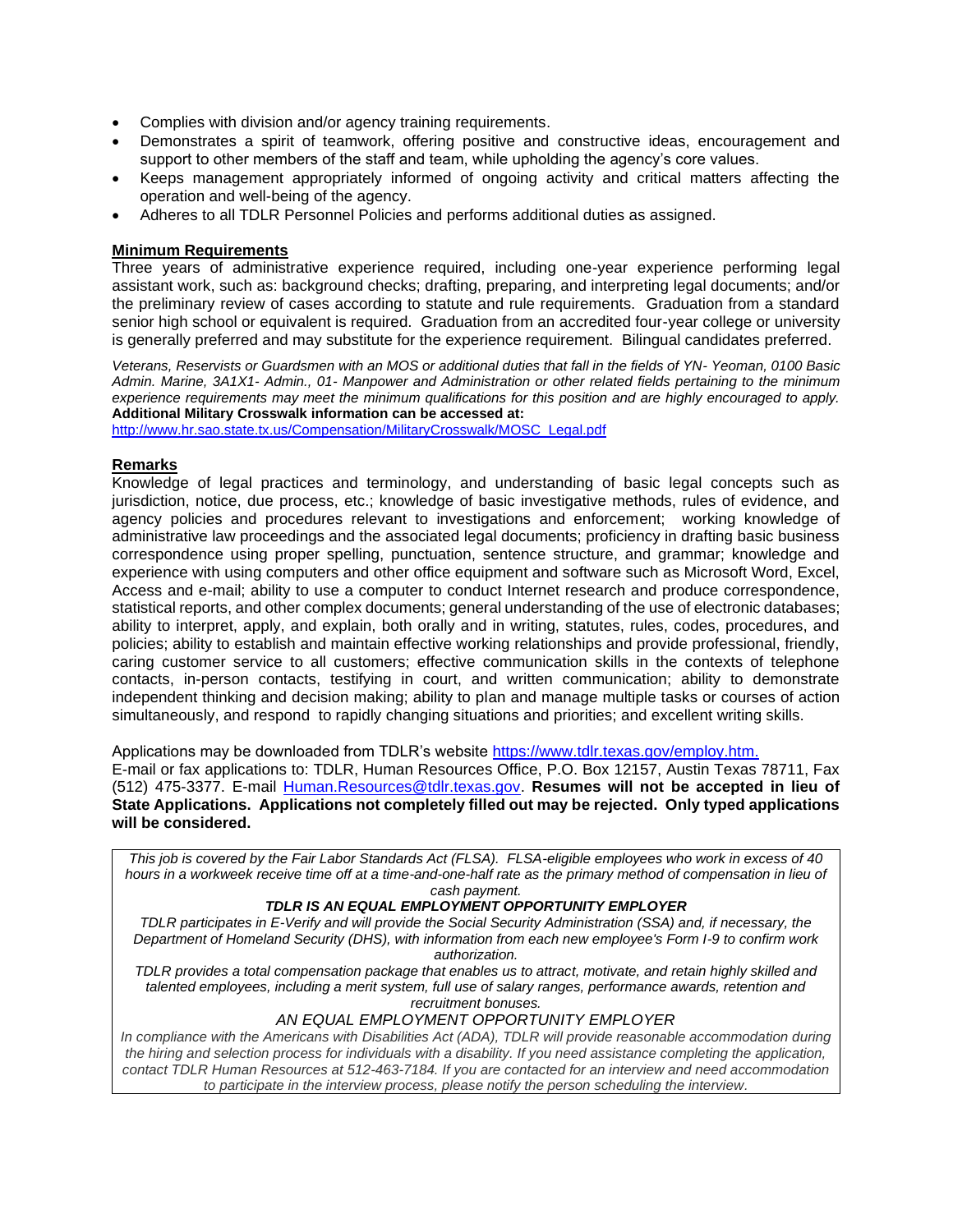- Complies with division and/or agency training requirements.
- Demonstrates a spirit of teamwork, offering positive and constructive ideas, encouragement and support to other members of the staff and team, while upholding the agency's core values.
- Keeps management appropriately informed of ongoing activity and critical matters affecting the operation and well-being of the agency.
- Adheres to all TDLR Personnel Policies and performs additional duties as assigned.

## Minimum Requirements

Three years of administrative experience required, including one-year experience performing legal assistant work, such as: background checks; drafting, preparing, and interpreting legal documents; and/or the preliminary review of cases according to statute and rule requirements. Graduation from a standard senior high school or equivalent is required. Graduation from an accredited four-year college or university is generally preferred and may substitute for the experience requirement. Bilingual candidates preferred.

*Veterans, Reservists or Guardsmen with an MOS or additional duties that fall in the fields of YN- Yeoman, 0100 Basic Admin. Marine, 3A1X1- Admin., 01- Manpower and Administration or other related fields pertaining to the minimum experience requirements may meet the minimum qualifications for this position and are highly encouraged to apply.*
**Additional Military Crosswalk information can be accessed at:**
http://www.hr.sao.state.tx.us/Compensation/MilitaryCrosswalk/MOSC_Legal.pdf

## Remarks

Knowledge of legal practices and terminology, and understanding of basic legal concepts such as jurisdiction, notice, due process, etc.; knowledge of basic investigative methods, rules of evidence, and agency policies and procedures relevant to investigations and enforcement; working knowledge of administrative law proceedings and the associated legal documents; proficiency in drafting basic business correspondence using proper spelling, punctuation, sentence structure, and grammar; knowledge and experience with using computers and other office equipment and software such as Microsoft Word, Excel, Access and e-mail; ability to use a computer to conduct Internet research and produce correspondence, statistical reports, and other complex documents; general understanding of the use of electronic databases; ability to interpret, apply, and explain, both orally and in writing, statutes, rules, codes, procedures, and policies; ability to establish and maintain effective working relationships and provide professional, friendly, caring customer service to all customers; effective communication skills in the contexts of telephone contacts, in-person contacts, testifying in court, and written communication; ability to demonstrate independent thinking and decision making; ability to plan and manage multiple tasks or courses of action simultaneously, and respond to rapidly changing situations and priorities; and excellent writing skills.

Applications may be downloaded from TDLR's website https://www.tdlr.texas.gov/employ.htm.
E-mail or fax applications to: TDLR, Human Resources Office, P.O. Box 12157, Austin Texas 78711, Fax (512) 475-3377. E-mail Human.Resources@tdlr.texas.gov. **Resumes will not be accepted in lieu of State Applications. Applications not completely filled out may be rejected. Only typed applications will be considered.**

*This job is covered by the Fair Labor Standards Act (FLSA). FLSA-eligible employees who work in excess of 40 hours in a workweek receive time off at a time-and-one-half rate as the primary method of compensation in lieu of cash payment.*

***TDLR IS AN EQUAL EMPLOYMENT OPPORTUNITY EMPLOYER***

*TDLR participates in E-Verify and will provide the Social Security Administration (SSA) and, if necessary, the Department of Homeland Security (DHS), with information from each new employee's Form I-9 to confirm work authorization.*

*TDLR provides a total compensation package that enables us to attract, motivate, and retain highly skilled and talented employees, including a merit system, full use of salary ranges, performance awards, retention and recruitment bonuses.*

*AN EQUAL EMPLOYMENT OPPORTUNITY EMPLOYER*

*In compliance with the Americans with Disabilities Act (ADA), TDLR will provide reasonable accommodation during the hiring and selection process for individuals with a disability. If you need assistance completing the application, contact TDLR Human Resources at 512-463-7184. If you are contacted for an interview and need accommodation to participate in the interview process, please notify the person scheduling the interview.*